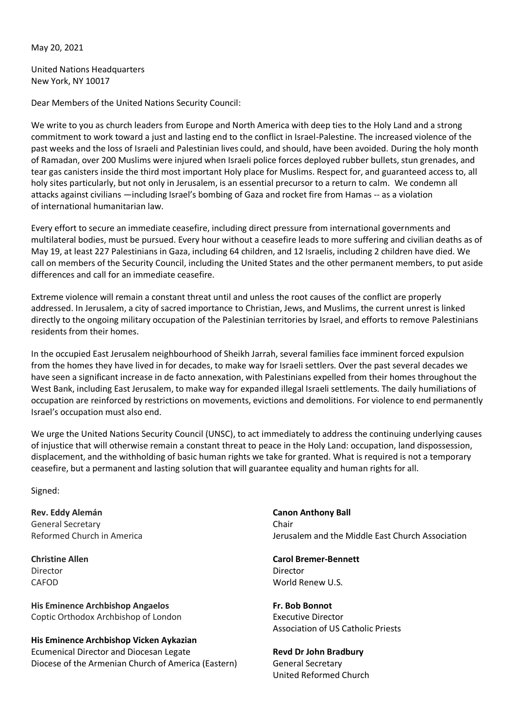May 20, 2021

United Nations Headquarters
New York, NY 10017

Dear Members of the United Nations Security Council:

We write to you as church leaders from Europe and North America with deep ties to the Holy Land and a strong commitment to work toward a just and lasting end to the conflict in Israel-Palestine. The increased violence of the past weeks and the loss of Israeli and Palestinian lives could, and should, have been avoided. During the holy month of Ramadan, over 200 Muslims were injured when Israeli police forces deployed rubber bullets, stun grenades, and tear gas canisters inside the third most important Holy place for Muslims. Respect for, and guaranteed access to, all holy sites particularly, but not only in Jerusalem, is an essential precursor to a return to calm. We condemn all attacks against civilians —including Israel's bombing of Gaza and rocket fire from Hamas -- as a violation of international humanitarian law.

Every effort to secure an immediate ceasefire, including direct pressure from international governments and multilateral bodies, must be pursued. Every hour without a ceasefire leads to more suffering and civilian deaths as of May 19, at least 227 Palestinians in Gaza, including 64 children, and 12 Israelis, including 2 children have died. We call on members of the Security Council, including the United States and the other permanent members, to put aside differences and call for an immediate ceasefire.

Extreme violence will remain a constant threat until and unless the root causes of the conflict are properly addressed. In Jerusalem, a city of sacred importance to Christian, Jews, and Muslims, the current unrest is linked directly to the ongoing military occupation of the Palestinian territories by Israel, and efforts to remove Palestinians residents from their homes.

In the occupied East Jerusalem neighbourhood of Sheikh Jarrah, several families face imminent forced expulsion from the homes they have lived in for decades, to make way for Israeli settlers. Over the past several decades we have seen a significant increase in de facto annexation, with Palestinians expelled from their homes throughout the West Bank, including East Jerusalem, to make way for expanded illegal Israeli settlements. The daily humiliations of occupation are reinforced by restrictions on movements, evictions and demolitions. For violence to end permanently Israel's occupation must also end.

We urge the United Nations Security Council (UNSC), to act immediately to address the continuing underlying causes of injustice that will otherwise remain a constant threat to peace in the Holy Land: occupation, land dispossession, displacement, and the withholding of basic human rights we take for granted. What is required is not a temporary ceasefire, but a permanent and lasting solution that will guarantee equality and human rights for all.

Signed:

**Rev. Eddy Alemán**
General Secretary
Reformed Church in America

**Christine Allen**
Director
CAFOD

**His Eminence Archbishop Angaelos**
Coptic Orthodox Archbishop of London

**His Eminence Archbishop Vicken Aykazian**
Ecumenical Director and Diocesan Legate
Diocese of the Armenian Church of America (Eastern)

**Canon Anthony Ball**
Chair
Jerusalem and the Middle East Church Association

**Carol Bremer-Bennett**
Director
World Renew U.S.

**Fr. Bob Bonnot**
Executive Director
Association of US Catholic Priests

**Revd Dr John Bradbury**
General Secretary
United Reformed Church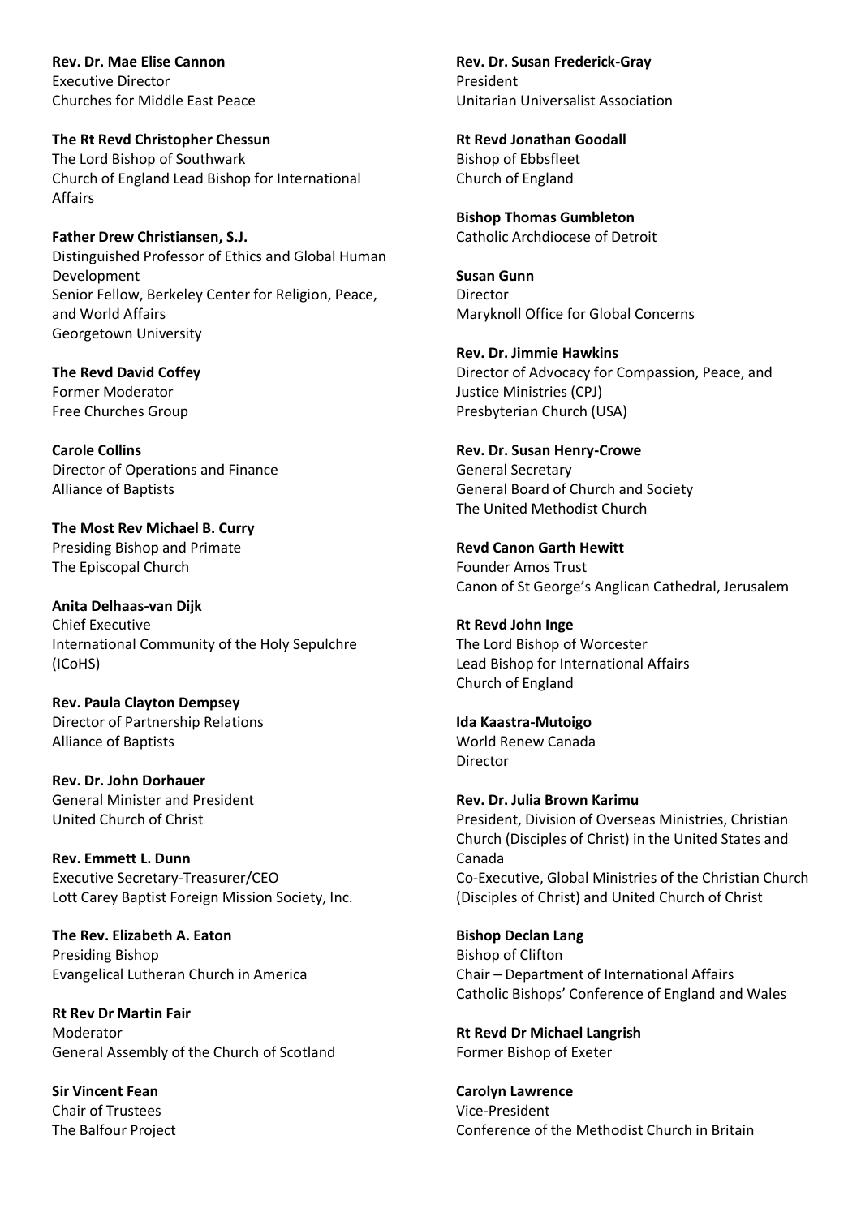**Rev. Dr. Mae Elise Cannon**
Executive Director
Churches for Middle East Peace

**The Rt Revd Christopher Chessun**
The Lord Bishop of Southwark
Church of England Lead Bishop for International Affairs

**Father Drew Christiansen, S.J.**
Distinguished Professor of Ethics and Global Human Development
Senior Fellow, Berkeley Center for Religion, Peace, and World Affairs
Georgetown University

**The Revd David Coffey**
Former Moderator
Free Churches Group

**Carole Collins**
Director of Operations and Finance
Alliance of Baptists

**The Most Rev Michael B. Curry**
Presiding Bishop and Primate
The Episcopal Church

**Anita Delhaas-van Dijk**
Chief Executive
International Community of the Holy Sepulchre (ICoHS)

**Rev. Paula Clayton Dempsey**
Director of Partnership Relations
Alliance of Baptists

**Rev. Dr. John Dorhauer**
General Minister and President
United Church of Christ

**Rev. Emmett L. Dunn**
Executive Secretary-Treasurer/CEO
Lott Carey Baptist Foreign Mission Society, Inc.

**The Rev. Elizabeth A. Eaton**
Presiding Bishop
Evangelical Lutheran Church in America

**Rt Rev Dr Martin Fair**
Moderator
General Assembly of the Church of Scotland

**Sir Vincent Fean**
Chair of Trustees
The Balfour Project

**Rev. Dr. Susan Frederick-Gray**
President
Unitarian Universalist Association

**Rt Revd Jonathan Goodall**
Bishop of Ebbsfleet
Church of England

**Bishop Thomas Gumbleton**
Catholic Archdiocese of Detroit

**Susan Gunn**
Director
Maryknoll Office for Global Concerns

**Rev. Dr. Jimmie Hawkins**
Director of Advocacy for Compassion, Peace, and Justice Ministries (CPJ)
Presbyterian Church (USA)

**Rev. Dr. Susan Henry-Crowe**
General Secretary
General Board of Church and Society
The United Methodist Church

**Revd Canon Garth Hewitt**
Founder Amos Trust
Canon of St George's Anglican Cathedral, Jerusalem

**Rt Revd John Inge**
The Lord Bishop of Worcester
Lead Bishop for International Affairs
Church of England

**Ida Kaastra-Mutoigo**
World Renew Canada
Director

**Rev. Dr. Julia Brown Karimu**
President, Division of Overseas Ministries, Christian Church (Disciples of Christ) in the United States and Canada
Co-Executive, Global Ministries of the Christian Church (Disciples of Christ) and United Church of Christ

**Bishop Declan Lang**
Bishop of Clifton
Chair – Department of International Affairs
Catholic Bishops' Conference of England and Wales

**Rt Revd Dr Michael Langrish**
Former Bishop of Exeter

**Carolyn Lawrence**
Vice-President
Conference of the Methodist Church in Britain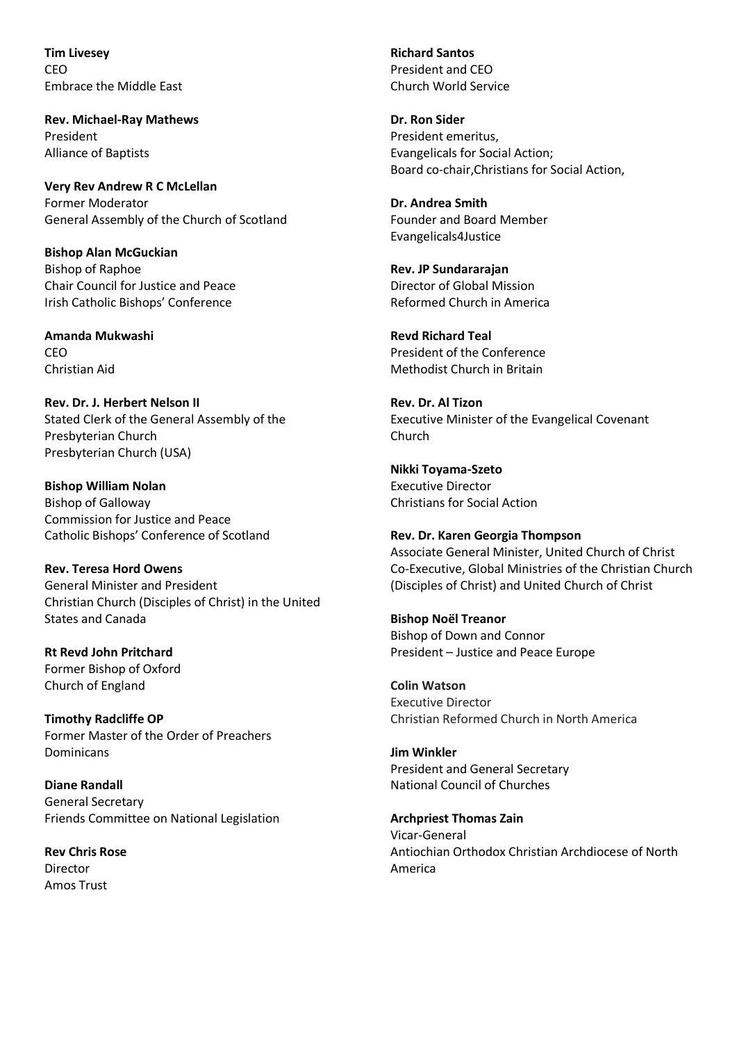**Tim Livesey**
CEO
Embrace the Middle East

**Rev. Michael-Ray Mathews**
President
Alliance of Baptists

**Very Rev Andrew R C McLellan**
Former Moderator
General Assembly of the Church of Scotland

**Bishop Alan McGuckian**
Bishop of Raphoe
Chair Council for Justice and Peace
Irish Catholic Bishops' Conference

**Amanda Mukwashi**
CEO
Christian Aid

**Rev. Dr. J. Herbert Nelson II**
Stated Clerk of the General Assembly of the Presbyterian Church
Presbyterian Church (USA)

**Bishop William Nolan**
Bishop of Galloway
Commission for Justice and Peace
Catholic Bishops' Conference of Scotland

**Rev. Teresa Hord Owens**
General Minister and President
Christian Church (Disciples of Christ) in the United States and Canada

**Rt Revd John Pritchard**
Former Bishop of Oxford
Church of England

**Timothy Radcliffe OP**
Former Master of the Order of Preachers
Dominicans

**Diane Randall**
General Secretary
Friends Committee on National Legislation

**Rev Chris Rose**
Director
Amos Trust

**Richard Santos**
President and CEO
Church World Service

**Dr. Ron Sider**
President emeritus,
Evangelicals for Social Action;
Board co-chair,Christians for Social Action,

**Dr. Andrea Smith**
Founder and Board Member
Evangelicals4Justice

**Rev. JP Sundararajan**
Director of Global Mission
Reformed Church in America

**Revd Richard Teal**
President of the Conference
Methodist Church in Britain

**Rev. Dr. Al Tizon**
Executive Minister of the Evangelical Covenant Church

**Nikki Toyama-Szeto**
Executive Director
Christians for Social Action

**Rev. Dr. Karen Georgia Thompson**
Associate General Minister, United Church of Christ
Co-Executive, Global Ministries of the Christian Church (Disciples of Christ) and United Church of Christ

**Bishop Noël Treanor**
Bishop of Down and Connor
President – Justice and Peace Europe

**Colin Watson**
Executive Director
Christian Reformed Church in North America

**Jim Winkler**
President and General Secretary
National Council of Churches

**Archpriest Thomas Zain**
Vicar-General
Antiochian Orthodox Christian Archdiocese of North America